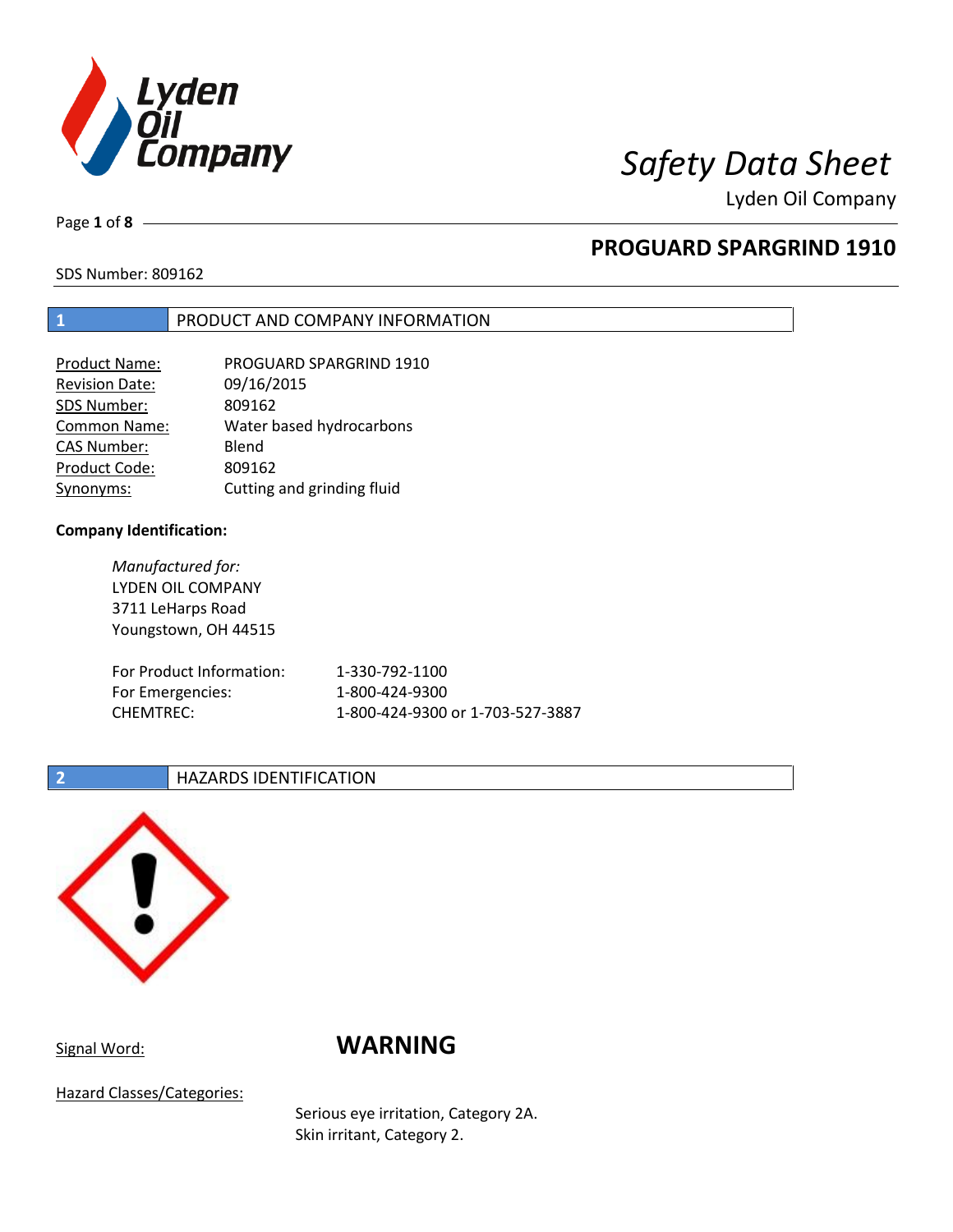# Safety Data Sheet

Lyden Oil Company

## PROGUARD SPARGRIND 1910

SDS Number: 809162

## 1 PRODUCT AND COMPANY INFORMATION

| | |
|---|---|
| Product Name: | PROGUARD SPARGRIND 1910 |
| Revision Date: | 09/16/2015 |
| SDS Number: | 809162 |
| Common Name: | Water based hydrocarbons |
| CAS Number: | Blend |
| Product Code: | 809162 |
| Synonyms: | Cutting and grinding fluid |

**Company Identification:**

*Manufactured for:*
LYDEN OIL COMPANY
3711 LeHarps Road
Youngstown, OH 44515

| | |
|---|---|
| For Product Information: | 1-330-792-1100 |
| For Emergencies: | 1-800-424-9300 |
| CHEMTREC: | 1-800-424-9300 or 1-703-527-3887 |

## 2 HAZARDS IDENTIFICATION

Signal Word: **WARNING**

Hazard Classes/Categories:

Serious eye irritation, Category 2A.
Skin irritant, Category 2.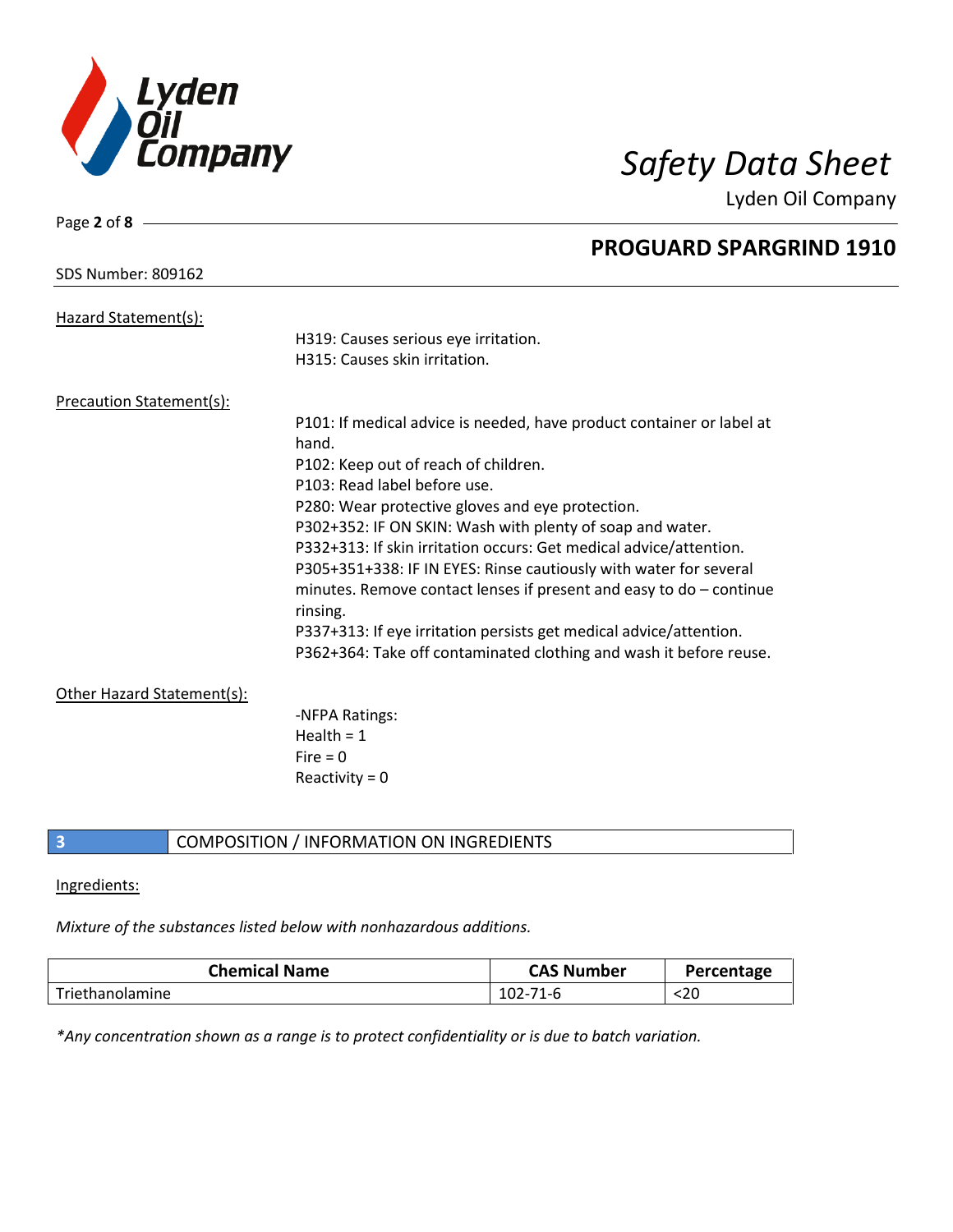SDS Number: 809162

Hazard Statement(s):

H319: Causes serious eye irritation.
H315: Causes skin irritation.

Precaution Statement(s):

P101: If medical advice is needed, have product container or label at hand.
P102: Keep out of reach of children.
P103: Read label before use.
P280: Wear protective gloves and eye protection.
P302+352: IF ON SKIN: Wash with plenty of soap and water.
P332+313: If skin irritation occurs: Get medical advice/attention.
P305+351+338: IF IN EYES: Rinse cautiously with water for several minutes. Remove contact lenses if present and easy to do – continue rinsing.
P337+313: If eye irritation persists get medical advice/attention.
P362+364: Take off contaminated clothing and wash it before reuse.

Other Hazard Statement(s):

-NFPA Ratings:
Health = 1
Fire = 0
Reactivity = 0

## 3 COMPOSITION / INFORMATION ON INGREDIENTS

Ingredients:

*Mixture of the substances listed below with nonhazardous additions.*

| Chemical Name | CAS Number | Percentage |
|---|---|---|
| Triethanolamine | 102-71-6 | <20 |

*\*Any concentration shown as a range is to protect confidentiality or is due to batch variation.*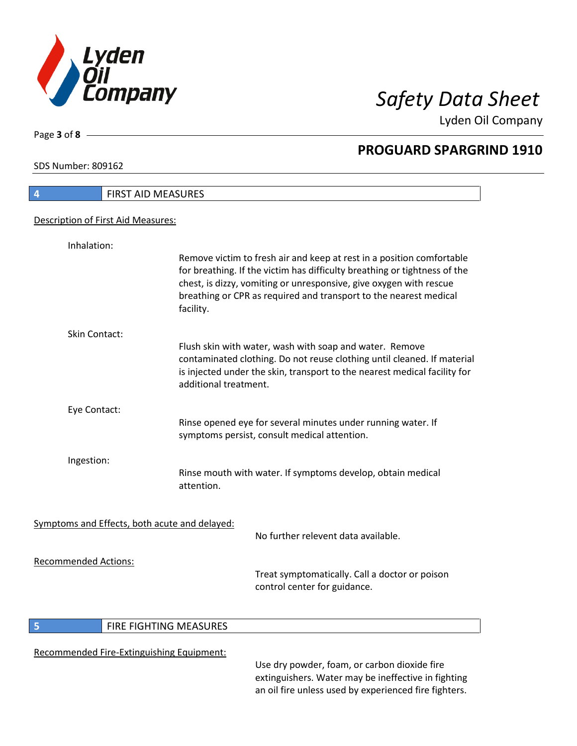## 4 FIRST AID MEASURES

Description of First Aid Measures:

**Inhalation:**

Remove victim to fresh air and keep at rest in a position comfortable for breathing. If the victim has difficulty breathing or tightness of the chest, is dizzy, vomiting or unresponsive, give oxygen with rescue breathing or CPR as required and transport to the nearest medical facility.

**Skin Contact:**

Flush skin with water, wash with soap and water. Remove contaminated clothing. Do not reuse clothing until cleaned. If material is injected under the skin, transport to the nearest medical facility for additional treatment.

**Eye Contact:**

Rinse opened eye for several minutes under running water. If symptoms persist, consult medical attention.

**Ingestion:**

Rinse mouth with water. If symptoms develop, obtain medical attention.

Symptoms and Effects, both acute and delayed:

No further relevent data available.

Recommended Actions:

Treat symptomatically. Call a doctor or poison control center for guidance.

## 5 FIRE FIGHTING MEASURES

Recommended Fire-Extinguishing Equipment:

Use dry powder, foam, or carbon dioxide fire extinguishers. Water may be ineffective in fighting an oil fire unless used by experienced fire fighters.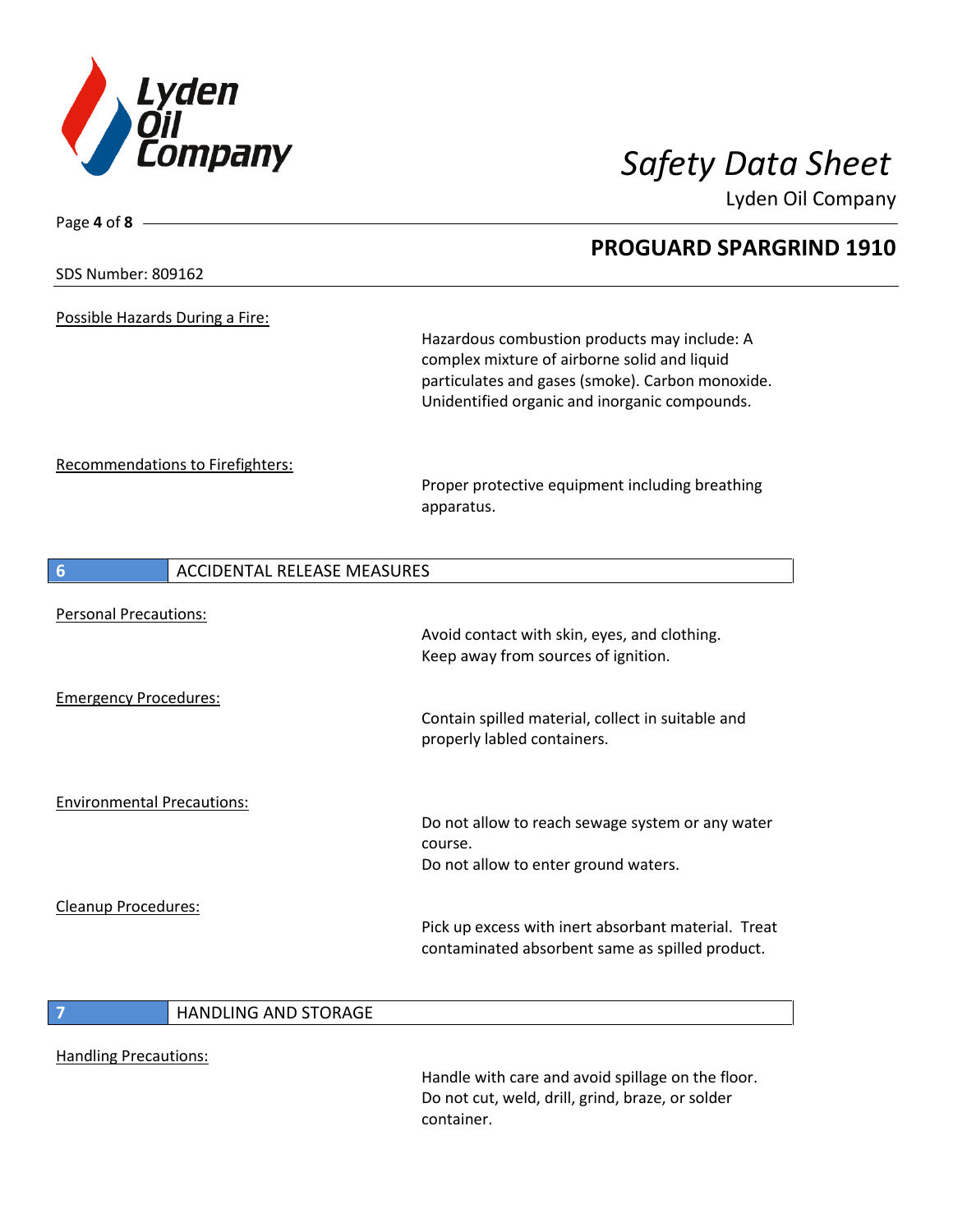**Possible Hazards During a Fire:**

Hazardous combustion products may include: A complex mixture of airborne solid and liquid particulates and gases (smoke). Carbon monoxide. Unidentified organic and inorganic compounds.

**Recommendations to Firefighters:**

Proper protective equipment including breathing apparatus.

## 6 ACCIDENTAL RELEASE MEASURES

**Personal Precautions:**

Avoid contact with skin, eyes, and clothing.
Keep away from sources of ignition.

**Emergency Procedures:**

Contain spilled material, collect in suitable and properly labled containers.

**Environmental Precautions:**

Do not allow to reach sewage system or any water course.
Do not allow to enter ground waters.

**Cleanup Procedures:**

Pick up excess with inert absorbant material. Treat contaminated absorbent same as spilled product.

## 7 HANDLING AND STORAGE

**Handling Precautions:**

Handle with care and avoid spillage on the floor.
Do not cut, weld, drill, grind, braze, or solder container.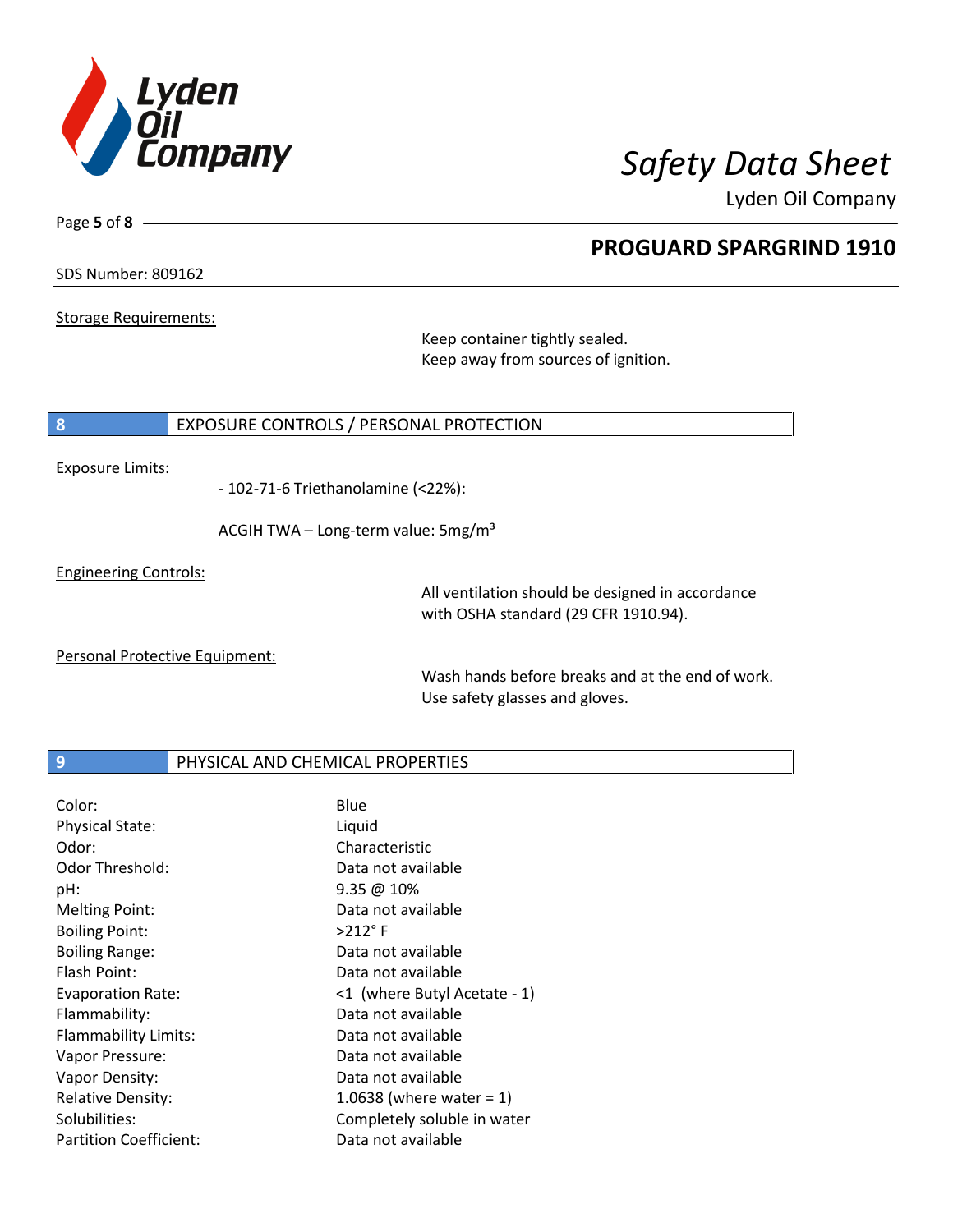Storage Requirements:

Keep container tightly sealed.
Keep away from sources of ignition.

## 8 EXPOSURE CONTROLS / PERSONAL PROTECTION

Exposure Limits:

- 102-71-6 Triethanolamine (<22%):

ACGIH TWA – Long-term value: 5mg/m³

Engineering Controls:

All ventilation should be designed in accordance with OSHA standard (29 CFR 1910.94).

Personal Protective Equipment:

Wash hands before breaks and at the end of work.
Use safety glasses and gloves.

## 9 PHYSICAL AND CHEMICAL PROPERTIES

| | |
|---|---|
| Color: | Blue |
| Physical State: | Liquid |
| Odor: | Characteristic |
| Odor Threshold: | Data not available |
| pH: | 9.35 @ 10% |
| Melting Point: | Data not available |
| Boiling Point: | >212° F |
| Boiling Range: | Data not available |
| Flash Point: | Data not available |
| Evaporation Rate: | <1 (where Butyl Acetate - 1) |
| Flammability: | Data not available |
| Flammability Limits: | Data not available |
| Vapor Pressure: | Data not available |
| Vapor Density: | Data not available |
| Relative Density: | 1.0638 (where water = 1) |
| Solubilities: | Completely soluble in water |
| Partition Coefficient: | Data not available |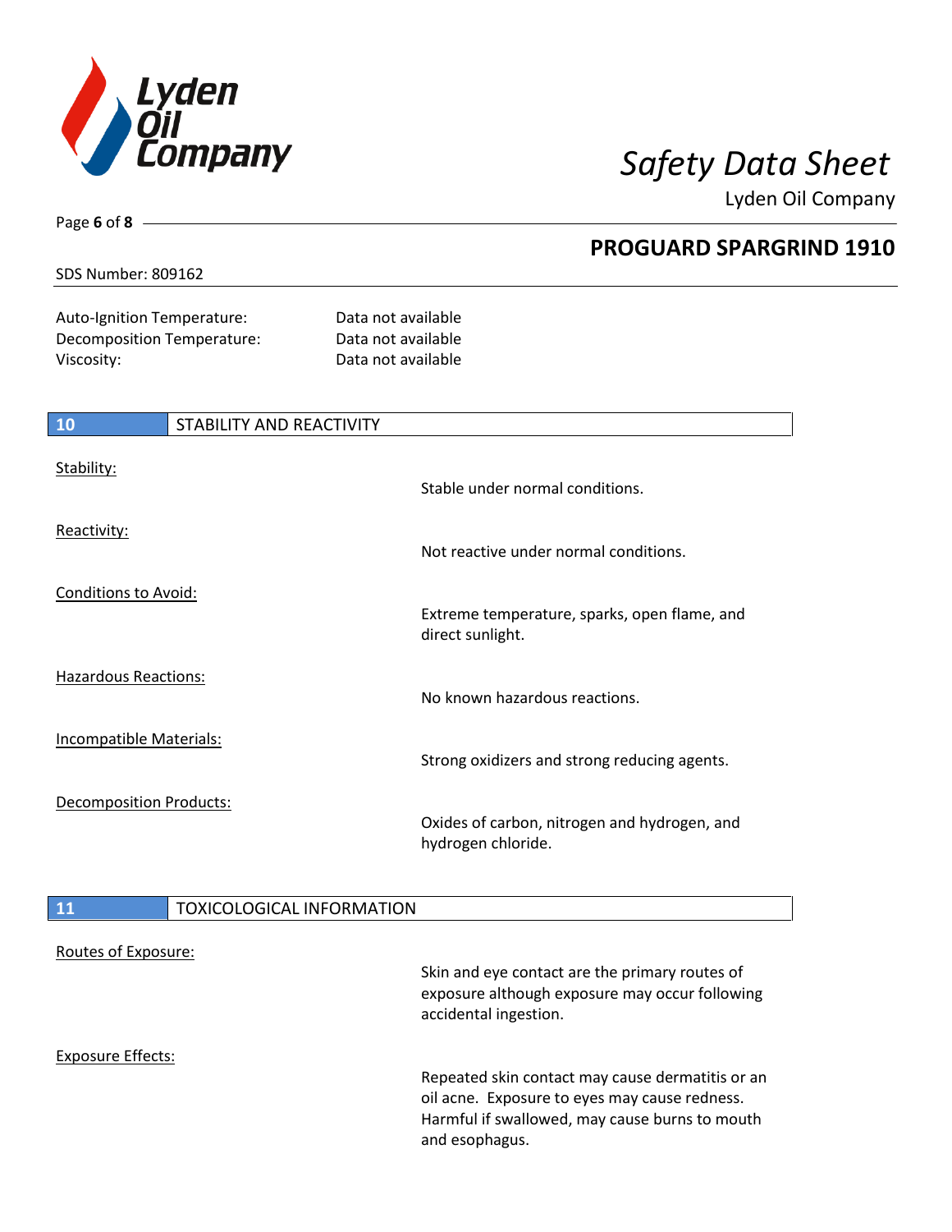| | |
|---|---|
| Auto-Ignition Temperature: | Data not available |
| Decomposition Temperature: | Data not available |
| Viscosity: | Data not available |

## 10 STABILITY AND REACTIVITY

Stability:

Stable under normal conditions.

Reactivity:

Not reactive under normal conditions.

Conditions to Avoid:

Extreme temperature, sparks, open flame, and direct sunlight.

Hazardous Reactions:

No known hazardous reactions.

Incompatible Materials:

Strong oxidizers and strong reducing agents.

Decomposition Products:

Oxides of carbon, nitrogen and hydrogen, and hydrogen chloride.

## 11 TOXICOLOGICAL INFORMATION

Routes of Exposure:

Skin and eye contact are the primary routes of exposure although exposure may occur following accidental ingestion.

Exposure Effects:

Repeated skin contact may cause dermatitis or an oil acne. Exposure to eyes may cause redness. Harmful if swallowed, may cause burns to mouth and esophagus.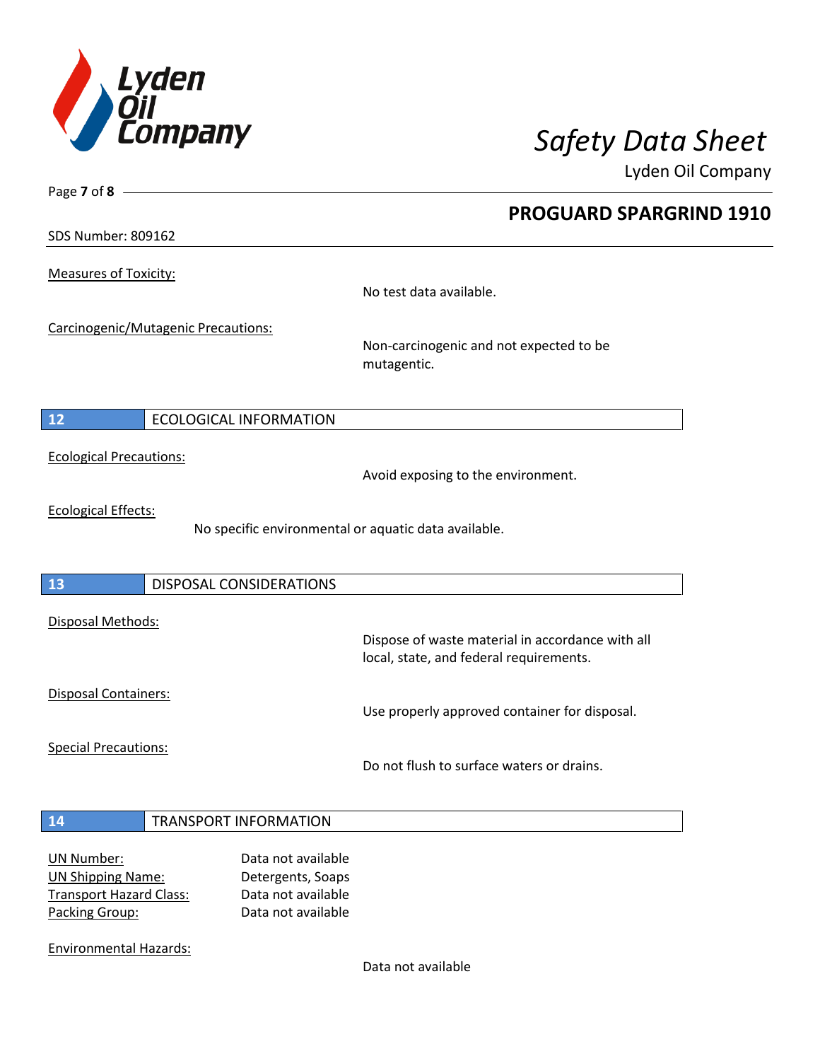Measures of Toxicity:

No test data available.

Carcinogenic/Mutagenic Precautions:

Non-carcinogenic and not expected to be mutagentic.

## 12 ECOLOGICAL INFORMATION

Ecological Precautions:

Avoid exposing to the environment.

Ecological Effects:

No specific environmental or aquatic data available.

## 13 DISPOSAL CONSIDERATIONS

Disposal Methods:

Dispose of waste material in accordance with all local, state, and federal requirements.

Disposal Containers:

Use properly approved container for disposal.

Special Precautions:

Do not flush to surface waters or drains.

## 14 TRANSPORT INFORMATION

| | |
|---|---|
| UN Number: | Data not available |
| UN Shipping Name: | Detergents, Soaps |
| Transport Hazard Class: | Data not available |
| Packing Group: | Data not available |

Environmental Hazards:

Data not available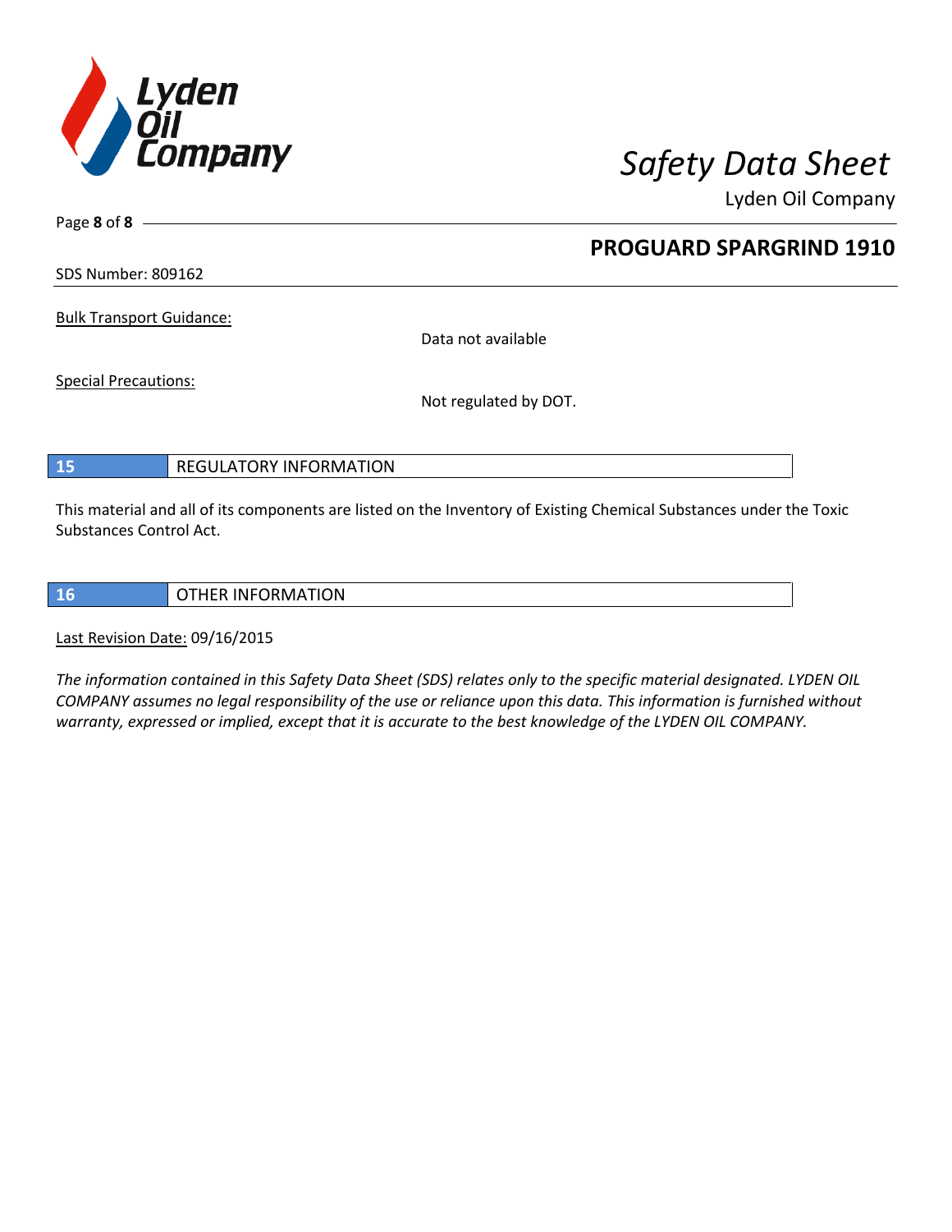Bulk Transport Guidance:

Data not available

Special Precautions:

Not regulated by DOT.

## 15 REGULATORY INFORMATION

This material and all of its components are listed on the Inventory of Existing Chemical Substances under the Toxic Substances Control Act.

## 16 OTHER INFORMATION

Last Revision Date: 09/16/2015

*The information contained in this Safety Data Sheet (SDS) relates only to the specific material designated. LYDEN OIL COMPANY assumes no legal responsibility of the use or reliance upon this data. This information is furnished without warranty, expressed or implied, except that it is accurate to the best knowledge of the LYDEN OIL COMPANY.*